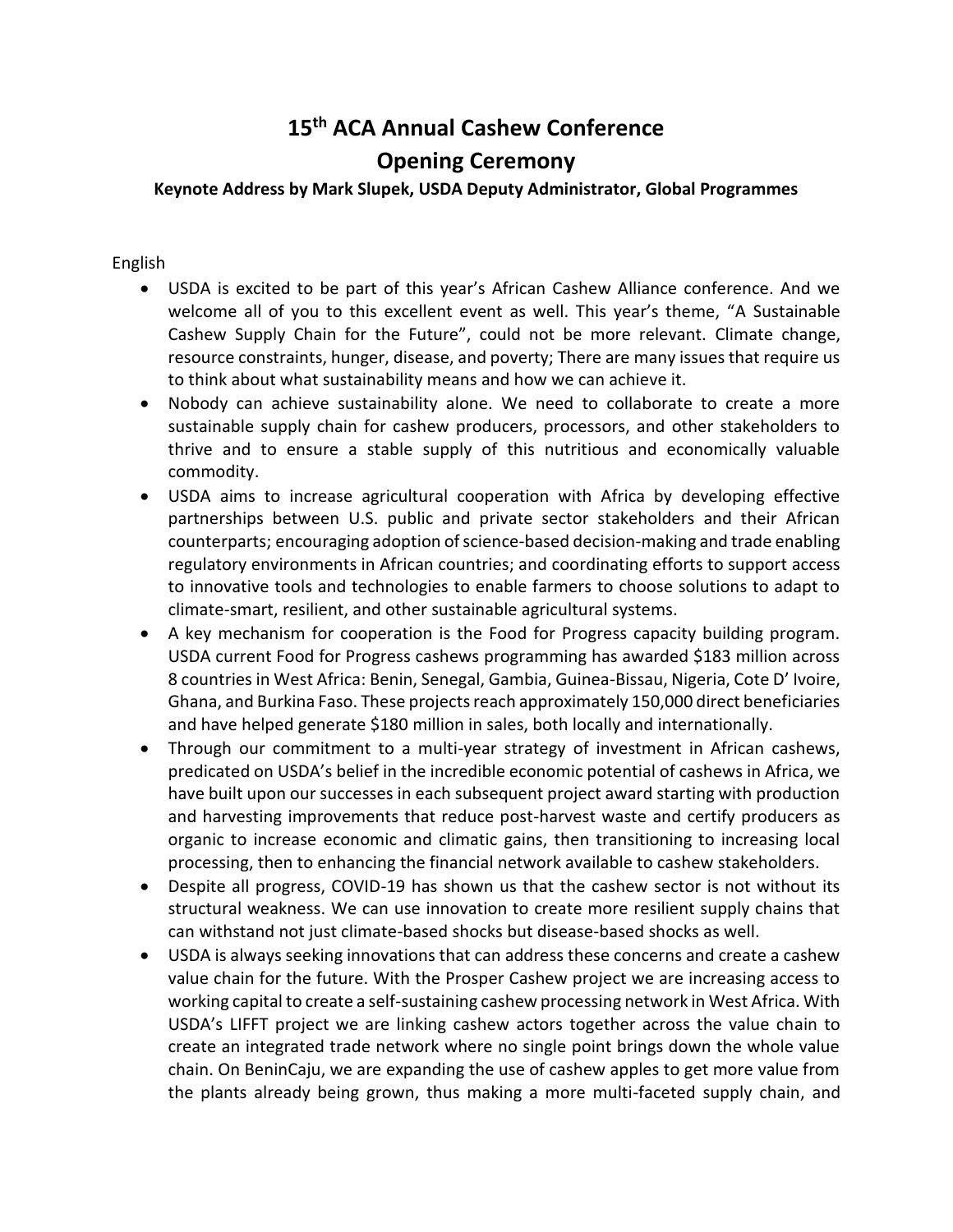# 15[th] ACA Annual Cashew Conference

# Opening Ceremony

### Keynote Address by Mark Slupek, USDA Deputy Administrator, Global Programmes

English

- USDA is excited to be part of this year's African Cashew Alliance conference. And we welcome all of you to this excellent event as well. This year's theme, "A Sustainable Cashew Supply Chain for the Future", could not be more relevant. Climate change, resource constraints, hunger, disease, and poverty; There are many issues that require us to think about what sustainability means and how we can achieve it.
- Nobody can achieve sustainability alone. We need to collaborate to create a more sustainable supply chain for cashew producers, processors, and other stakeholders to thrive and to ensure a stable supply of this nutritious and economically valuable commodity.
- USDA aims to increase agricultural cooperation with Africa by developing effective partnerships between U.S. public and private sector stakeholders and their African counterparts; encouraging adoption of science-based decision-making and trade enabling regulatory environments in African countries; and coordinating efforts to support access to innovative tools and technologies to enable farmers to choose solutions to adapt to climate-smart, resilient, and other sustainable agricultural systems.
- A key mechanism for cooperation is the Food for Progress capacity building program. USDA current Food for Progress cashews programming has awarded $183 million across 8 countries in West Africa: Benin, Senegal, Gambia, Guinea-Bissau, Nigeria, Cote D' Ivoire, Ghana, and Burkina Faso. These projects reach approximately 150,000 direct beneficiaries and have helped generate $180 million in sales, both locally and internationally.
- Through our commitment to a multi-year strategy of investment in African cashews, predicated on USDA's belief in the incredible economic potential of cashews in Africa, we have built upon our successes in each subsequent project award starting with production and harvesting improvements that reduce post-harvest waste and certify producers as organic to increase economic and climatic gains, then transitioning to increasing local processing, then to enhancing the financial network available to cashew stakeholders.
- Despite all progress, COVID-19 has shown us that the cashew sector is not without its structural weakness. We can use innovation to create more resilient supply chains that can withstand not just climate-based shocks but disease-based shocks as well.
- USDA is always seeking innovations that can address these concerns and create a cashew value chain for the future. With the Prosper Cashew project we are increasing access to working capital to create a self-sustaining cashew processing network in West Africa. With USDA's LIFFT project we are linking cashew actors together across the value chain to create an integrated trade network where no single point brings down the whole value chain. On BeninCaju, we are expanding the use of cashew apples to get more value from the plants already being grown, thus making a more multi-faceted supply chain, and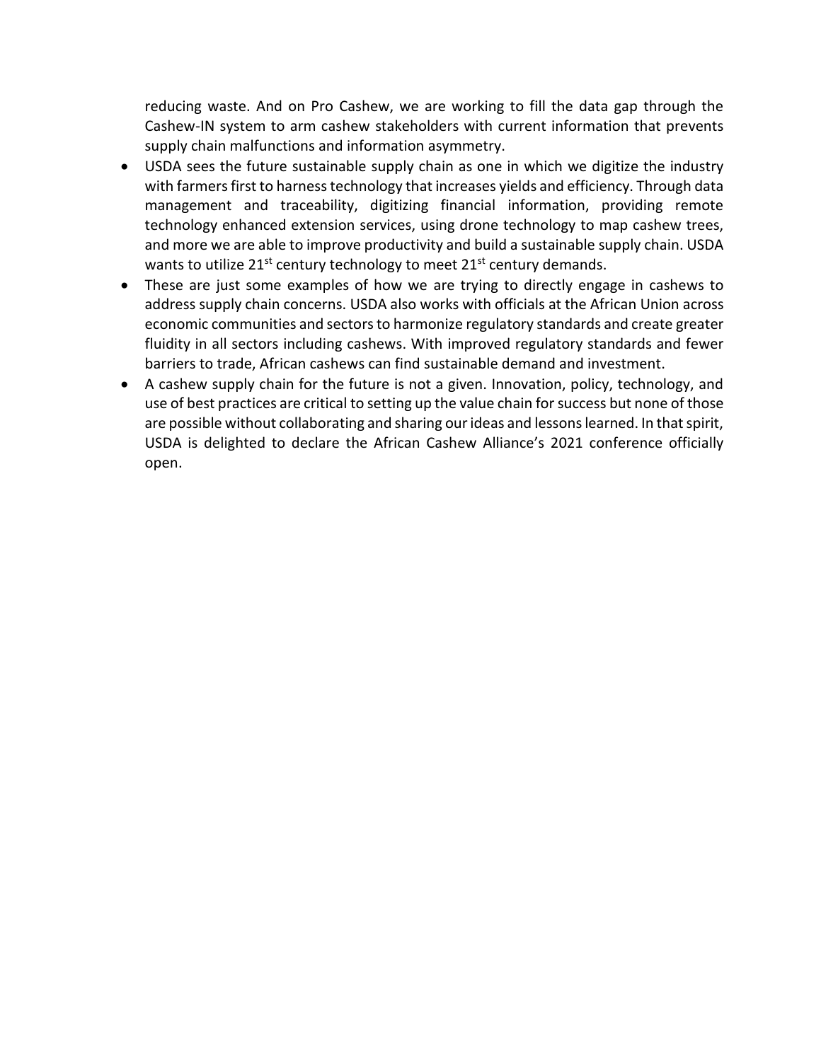reducing waste. And on Pro Cashew, we are working to fill the data gap through the Cashew-IN system to arm cashew stakeholders with current information that prevents supply chain malfunctions and information asymmetry.

- USDA sees the future sustainable supply chain as one in which we digitize the industry with farmers first to harness technology that increases yields and efficiency. Through data management and traceability, digitizing financial information, providing remote technology enhanced extension services, using drone technology to map cashew trees, and more we are able to improve productivity and build a sustainable supply chain. USDA wants to utilize 21st century technology to meet 21st century demands.
- These are just some examples of how we are trying to directly engage in cashews to address supply chain concerns. USDA also works with officials at the African Union across economic communities and sectors to harmonize regulatory standards and create greater fluidity in all sectors including cashews. With improved regulatory standards and fewer barriers to trade, African cashews can find sustainable demand and investment.
- A cashew supply chain for the future is not a given. Innovation, policy, technology, and use of best practices are critical to setting up the value chain for success but none of those are possible without collaborating and sharing our ideas and lessons learned. In that spirit, USDA is delighted to declare the African Cashew Alliance's 2021 conference officially open.